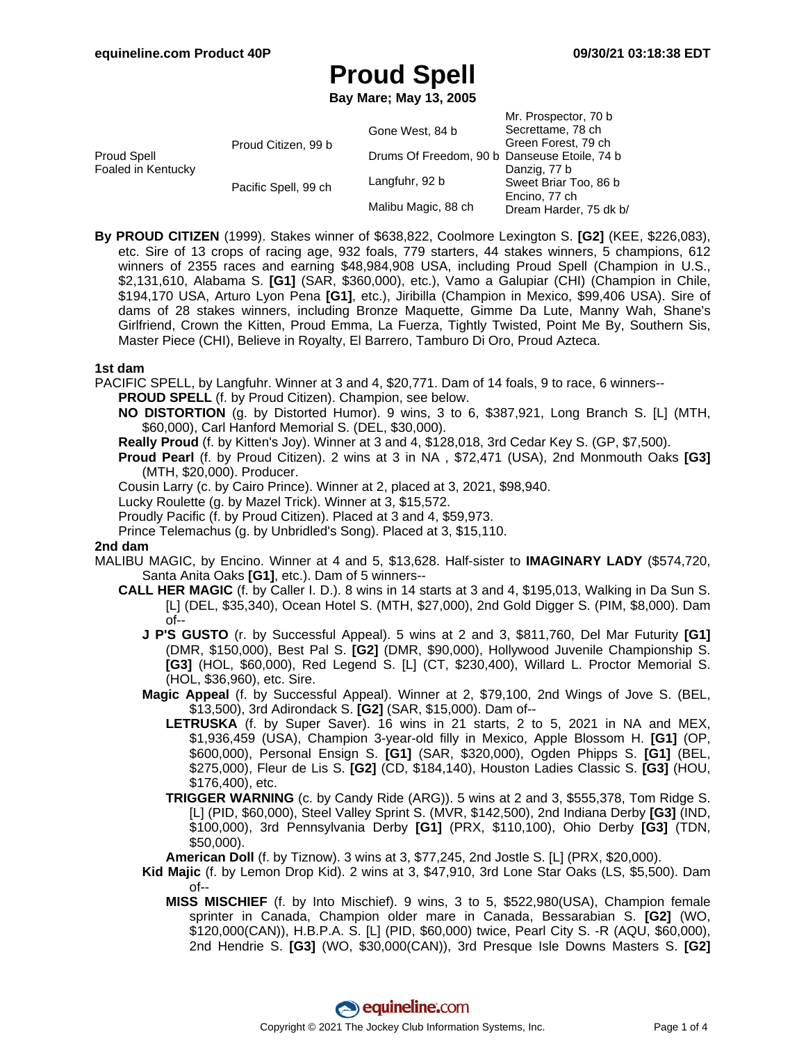# Proud Spell

**Bay Mare; May 13, 2005**

| | | | |
|---|---|---|---|
| Proud Spell Foaled in Kentucky | Proud Citizen, 99 b | Gone West, 84 b | Mr. Prospector, 70 b |
| | | | Secrettame, 78 ch |
| | | Drums Of Freedom, 90 b | Green Forest, 79 ch |
| | | | Danseuse Etoile, 74 b |
| | Pacific Spell, 99 ch | Langfuhr, 92 b | Danzig, 77 b |
| | | | Sweet Briar Too, 86 b |
| | | Malibu Magic, 88 ch | Encino, 77 ch |
| | | | Dream Harder, 75 dk b/ |

**By PROUD CITIZEN** (1999). Stakes winner of $638,822, Coolmore Lexington S. **[G2]** (KEE, $226,083), etc. Sire of 13 crops of racing age, 932 foals, 779 starters, 44 stakes winners, 5 champions, 612 winners of 2355 races and earning $48,984,908 USA, including Proud Spell (Champion in U.S., $2,131,610, Alabama S. **[G1]** (SAR, $360,000), etc.), Vamo a Galupiar (CHI) (Champion in Chile, $194,170 USA, Arturo Lyon Pena **[G1]**, etc.), Jiribilla (Champion in Mexico, $99,406 USA). Sire of dams of 28 stakes winners, including Bronze Maquette, Gimme Da Lute, Manny Wah, Shane's Girlfriend, Crown the Kitten, Proud Emma, La Fuerza, Tightly Twisted, Point Me By, Southern Sis, Master Piece (CHI), Believe in Royalty, El Barrero, Tamburo Di Oro, Proud Azteca.

## 1st dam

PACIFIC SPELL, by Langfuhr. Winner at 3 and 4, $20,771. Dam of 14 foals, 9 to race, 6 winners--

- **PROUD SPELL** (f. by Proud Citizen). Champion, see below.
- **NO DISTORTION** (g. by Distorted Humor). 9 wins, 3 to 6, $387,921, Long Branch S. [L] (MTH, $60,000), Carl Hanford Memorial S. (DEL, $30,000).
- **Really Proud** (f. by Kitten's Joy). Winner at 3 and 4, $128,018, 3rd Cedar Key S. (GP, $7,500).
- **Proud Pearl** (f. by Proud Citizen). 2 wins at 3 in NA , $72,471 (USA), 2nd Monmouth Oaks **[G3]** (MTH, $20,000). Producer.
- Cousin Larry (c. by Cairo Prince). Winner at 2, placed at 3, 2021, $98,940.
- Lucky Roulette (g. by Mazel Trick). Winner at 3, $15,572.
- Proudly Pacific (f. by Proud Citizen). Placed at 3 and 4, $59,973.
- Prince Telemachus (g. by Unbridled's Song). Placed at 3, $15,110.

## 2nd dam

MALIBU MAGIC, by Encino. Winner at 4 and 5, $13,628. Half-sister to **IMAGINARY LADY** ($574,720, Santa Anita Oaks **[G1]**, etc.). Dam of 5 winners--

- **CALL HER MAGIC** (f. by Caller I. D.). 8 wins in 14 starts at 3 and 4, $195,013, Walking in Da Sun S. [L] (DEL, $35,340), Ocean Hotel S. (MTH, $27,000), 2nd Gold Digger S. (PIM, $8,000). Dam of--
  - **J P'S GUSTO** (r. by Successful Appeal). 5 wins at 2 and 3, $811,760, Del Mar Futurity **[G1]** (DMR, $150,000), Best Pal S. **[G2]** (DMR, $90,000), Hollywood Juvenile Championship S. **[G3]** (HOL, $60,000), Red Legend S. [L] (CT, $230,400), Willard L. Proctor Memorial S. (HOL, $36,960), etc. Sire.
  - **Magic Appeal** (f. by Successful Appeal). Winner at 2, $79,100, 2nd Wings of Jove S. (BEL, $13,500), 3rd Adirondack S. **[G2]** (SAR, $15,000). Dam of--
    - **LETRUSKA** (f. by Super Saver). 16 wins in 21 starts, 2 to 5, 2021 in NA and MEX, $1,936,459 (USA), Champion 3-year-old filly in Mexico, Apple Blossom H. **[G1]** (OP, $600,000), Personal Ensign S. **[G1]** (SAR, $320,000), Ogden Phipps S. **[G1]** (BEL, $275,000), Fleur de Lis S. **[G2]** (CD, $184,140), Houston Ladies Classic S. **[G3]** (HOU, $176,400), etc.
    - **TRIGGER WARNING** (c. by Candy Ride (ARG)). 5 wins at 2 and 3, $555,378, Tom Ridge S. [L] (PID, $60,000), Steel Valley Sprint S. (MVR, $142,500), 2nd Indiana Derby **[G3]** (IND, $100,000), 3rd Pennsylvania Derby **[G1]** (PRX, $110,100), Ohio Derby **[G3]** (TDN, $50,000).
    - **American Doll** (f. by Tiznow). 3 wins at 3, $77,245, 2nd Jostle S. [L] (PRX, $20,000).
  - **Kid Majic** (f. by Lemon Drop Kid). 2 wins at 3, $47,910, 3rd Lone Star Oaks (LS, $5,500). Dam of--
    - **MISS MISCHIEF** (f. by Into Mischief). 9 wins, 3 to 5, $522,980(USA), Champion female sprinter in Canada, Champion older mare in Canada, Bessarabian S. **[G2]** (WO, $120,000(CAN)), H.B.P.A. S. [L] (PID, $60,000) twice, Pearl City S. -R (AQU, $60,000), 2nd Hendrie S. **[G3]** (WO, $30,000(CAN)), 3rd Presque Isle Downs Masters S. **[G2]**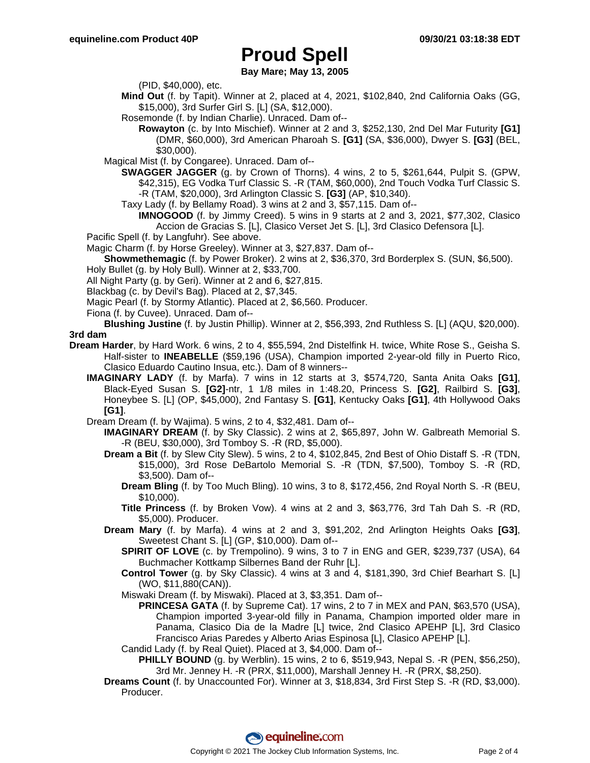(PID, $40,000), etc.

**Mind Out** (f. by Tapit). Winner at 2, placed at 4, 2021, $102,840, 2nd California Oaks (GG, $15,000), 3rd Surfer Girl S. [L] (SA, $12,000).

Rosemonde (f. by Indian Charlie). Unraced. Dam of--

**Rowayton** (c. by Into Mischief). Winner at 2 and 3, $252,130, 2nd Del Mar Futurity **[G1]** (DMR, $60,000), 3rd American Pharoah S. **[G1]** (SA, $36,000), Dwyer S. **[G3]** (BEL, $30,000).

Magical Mist (f. by Congaree). Unraced. Dam of--

**SWAGGER JAGGER** (g. by Crown of Thorns). 4 wins, 2 to 5, $261,644, Pulpit S. (GPW, $42,315), EG Vodka Turf Classic S. -R (TAM, $60,000), 2nd Touch Vodka Turf Classic S. -R (TAM, $20,000), 3rd Arlington Classic S. **[G3]** (AP, $10,340).

Taxy Lady (f. by Bellamy Road). 3 wins at 2 and 3, $57,115. Dam of--

**IMNOGOOD** (f. by Jimmy Creed). 5 wins in 9 starts at 2 and 3, 2021, $77,302, Clasico Accion de Gracias S. [L], Clasico Verset Jet S. [L], 3rd Clasico Defensora [L].

Pacific Spell (f. by Langfuhr). See above.

Magic Charm (f. by Horse Greeley). Winner at 3, $27,837. Dam of--

**Showmethemagic** (f. by Power Broker). 2 wins at 2, $36,370, 3rd Borderplex S. (SUN, $6,500).

Holy Bullet (g. by Holy Bull). Winner at 2, $33,700.

All Night Party (g. by Geri). Winner at 2 and 6, $27,815.

Blackbag (c. by Devil's Bag). Placed at 2, $7,345.

Magic Pearl (f. by Stormy Atlantic). Placed at 2, $6,560. Producer.

Fiona (f. by Cuvee). Unraced. Dam of--

**Blushing Justine** (f. by Justin Phillip). Winner at 2, $56,393, 2nd Ruthless S. [L] (AQU, $20,000).

### 3rd dam

**Dream Harder**, by Hard Work. 6 wins, 2 to 4, $55,594, 2nd Distelfink H. twice, White Rose S., Geisha S. Half-sister to **INEABELLE** ($59,196 (USA), Champion imported 2-year-old filly in Puerto Rico, Clasico Eduardo Cautino Insua, etc.). Dam of 8 winners--

**IMAGINARY LADY** (f. by Marfa). 7 wins in 12 starts at 3, $574,720, Santa Anita Oaks **[G1]**, Black-Eyed Susan S. **[G2]**-ntr, 1 1/8 miles in 1:48.20, Princess S. **[G2]**, Railbird S. **[G3]**, Honeybee S. [L] (OP, $45,000), 2nd Fantasy S. **[G1]**, Kentucky Oaks **[G1]**, 4th Hollywood Oaks **[G1]**.

Dream Dream (f. by Wajima). 5 wins, 2 to 4, $32,481. Dam of--

**IMAGINARY DREAM** (f. by Sky Classic). 2 wins at 2, $65,897, John W. Galbreath Memorial S. -R (BEU, $30,000), 3rd Tomboy S. -R (RD, $5,000).

**Dream a Bit** (f. by Slew City Slew). 5 wins, 2 to 4, $102,845, 2nd Best of Ohio Distaff S. -R (TDN, $15,000), 3rd Rose DeBartolo Memorial S. -R (TDN, $7,500), Tomboy S. -R (RD, $3,500). Dam of--

**Dream Bling** (f. by Too Much Bling). 10 wins, 3 to 8, $172,456, 2nd Royal North S. -R (BEU, $10,000).

**Title Princess** (f. by Broken Vow). 4 wins at 2 and 3, $63,776, 3rd Tah Dah S. -R (RD, $5,000). Producer.

**Dream Mary** (f. by Marfa). 4 wins at 2 and 3, $91,202, 2nd Arlington Heights Oaks **[G3]**, Sweetest Chant S. [L] (GP, $10,000). Dam of--

**SPIRIT OF LOVE** (c. by Trempolino). 9 wins, 3 to 7 in ENG and GER, $239,737 (USA), 64 Buchmacher Kottkamp Silbernes Band der Ruhr [L].

**Control Tower** (g. by Sky Classic). 4 wins at 3 and 4, $181,390, 3rd Chief Bearhart S. [L] (WO, $11,880(CAN)).

Miswaki Dream (f. by Miswaki). Placed at 3, $3,351. Dam of--

**PRINCESA GATA** (f. by Supreme Cat). 17 wins, 2 to 7 in MEX and PAN, $63,570 (USA), Champion imported 3-year-old filly in Panama, Champion imported older mare in Panama, Clasico Dia de la Madre [L] twice, 2nd Clasico APEHP [L], 3rd Clasico Francisco Arias Paredes y Alberto Arias Espinosa [L], Clasico APEHP [L].

Candid Lady (f. by Real Quiet). Placed at 3, $4,000. Dam of--

**PHILLY BOUND** (g. by Werblin). 15 wins, 2 to 6, $519,943, Nepal S. -R (PEN, $56,250), 3rd Mr. Jenney H. -R (PRX, $11,000), Marshall Jenney H. -R (PRX, $8,250).

**Dreams Count** (f. by Unaccounted For). Winner at 3, $18,834, 3rd First Step S. -R (RD, $3,000). Producer.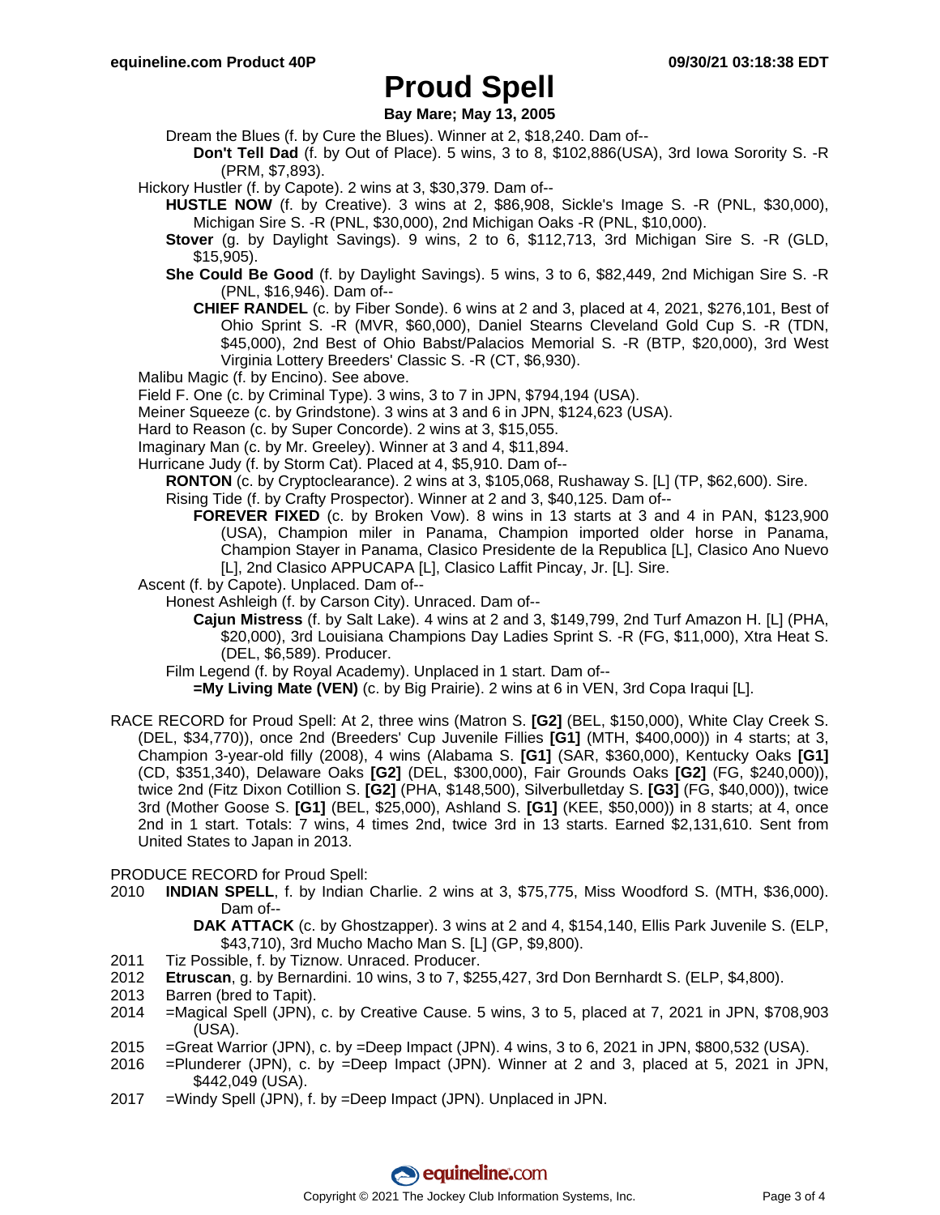# Proud Spell

**Bay Mare; May 13, 2005**

Dream the Blues (f. by Cure the Blues). Winner at 2, $18,240. Dam of--

**Don't Tell Dad** (f. by Out of Place). 5 wins, 3 to 8, $102,886(USA), 3rd Iowa Sorority S. -R (PRM, $7,893).

Hickory Hustler (f. by Capote). 2 wins at 3, $30,379. Dam of--

**HUSTLE NOW** (f. by Creative). 3 wins at 2, $86,908, Sickle's Image S. -R (PNL, $30,000), Michigan Sire S. -R (PNL, $30,000), 2nd Michigan Oaks -R (PNL, $10,000).

**Stover** (g. by Daylight Savings). 9 wins, 2 to 6, $112,713, 3rd Michigan Sire S. -R (GLD, $15,905).

**She Could Be Good** (f. by Daylight Savings). 5 wins, 3 to 6, $82,449, 2nd Michigan Sire S. -R (PNL, $16,946). Dam of--

**CHIEF RANDEL** (c. by Fiber Sonde). 6 wins at 2 and 3, placed at 4, 2021, $276,101, Best of Ohio Sprint S. -R (MVR, $60,000), Daniel Stearns Cleveland Gold Cup S. -R (TDN, $45,000), 2nd Best of Ohio Babst/Palacios Memorial S. -R (BTP, $20,000), 3rd West Virginia Lottery Breeders' Classic S. -R (CT, $6,930).

Malibu Magic (f. by Encino). See above.

Field F. One (c. by Criminal Type). 3 wins, 3 to 7 in JPN, $794,194 (USA).

Meiner Squeeze (c. by Grindstone). 3 wins at 3 and 6 in JPN, $124,623 (USA).

Hard to Reason (c. by Super Concorde). 2 wins at 3, $15,055.

Imaginary Man (c. by Mr. Greeley). Winner at 3 and 4, $11,894.

Hurricane Judy (f. by Storm Cat). Placed at 4, $5,910. Dam of--

**RONTON** (c. by Cryptoclearance). 2 wins at 3, $105,068, Rushaway S. [L] (TP, $62,600). Sire.

Rising Tide (f. by Crafty Prospector). Winner at 2 and 3, $40,125. Dam of--

**FOREVER FIXED** (c. by Broken Vow). 8 wins in 13 starts at 3 and 4 in PAN, $123,900 (USA), Champion miler in Panama, Champion imported older horse in Panama, Champion Stayer in Panama, Clasico Presidente de la Republica [L], Clasico Ano Nuevo [L], 2nd Clasico APPUCAPA [L], Clasico Laffit Pincay, Jr. [L]. Sire.

Ascent (f. by Capote). Unplaced. Dam of--

Honest Ashleigh (f. by Carson City). Unraced. Dam of--

**Cajun Mistress** (f. by Salt Lake). 4 wins at 2 and 3, $149,799, 2nd Turf Amazon H. [L] (PHA, $20,000), 3rd Louisiana Champions Day Ladies Sprint S. -R (FG, $11,000), Xtra Heat S. (DEL, $6,589). Producer.

Film Legend (f. by Royal Academy). Unplaced in 1 start. Dam of--

**=My Living Mate (VEN)** (c. by Big Prairie). 2 wins at 6 in VEN, 3rd Copa Iraqui [L].

RACE RECORD for Proud Spell: At 2, three wins (Matron S. **[G2]** (BEL, $150,000), White Clay Creek S. (DEL, $34,770)), once 2nd (Breeders' Cup Juvenile Fillies **[G1]** (MTH, $400,000)) in 4 starts; at 3, Champion 3-year-old filly (2008), 4 wins (Alabama S. **[G1]** (SAR, $360,000), Kentucky Oaks **[G1]** (CD, $351,340), Delaware Oaks **[G2]** (DEL, $300,000), Fair Grounds Oaks **[G2]** (FG, $240,000)), twice 2nd (Fitz Dixon Cotillion S. **[G2]** (PHA, $148,500), Silverbulletday S. **[G3]** (FG, $40,000)), twice 3rd (Mother Goose S. **[G1]** (BEL, $25,000), Ashland S. **[G1]** (KEE, $50,000)) in 8 starts; at 4, once 2nd in 1 start. Totals: 7 wins, 4 times 2nd, twice 3rd in 13 starts. Earned $2,131,610. Sent from United States to Japan in 2013.

PRODUCE RECORD for Proud Spell:

2010 **INDIAN SPELL**, f. by Indian Charlie. 2 wins at 3, $75,775, Miss Woodford S. (MTH, $36,000). Dam of--

**DAK ATTACK** (c. by Ghostzapper). 3 wins at 2 and 4, $154,140, Ellis Park Juvenile S. (ELP, $43,710), 3rd Mucho Macho Man S. [L] (GP, $9,800).

2011 Tiz Possible, f. by Tiznow. Unraced. Producer.

2012 **Etruscan**, g. by Bernardini. 10 wins, 3 to 7, $255,427, 3rd Don Bernhardt S. (ELP, $4,800).

2013 Barren (bred to Tapit).

2014 =Magical Spell (JPN), c. by Creative Cause. 5 wins, 3 to 5, placed at 7, 2021 in JPN, $708,903 (USA).

2015 =Great Warrior (JPN), c. by =Deep Impact (JPN). 4 wins, 3 to 6, 2021 in JPN, $800,532 (USA).

2016 =Plunderer (JPN), c. by =Deep Impact (JPN). Winner at 2 and 3, placed at 5, 2021 in JPN, $442,049 (USA).

2017 =Windy Spell (JPN), f. by =Deep Impact (JPN). Unplaced in JPN.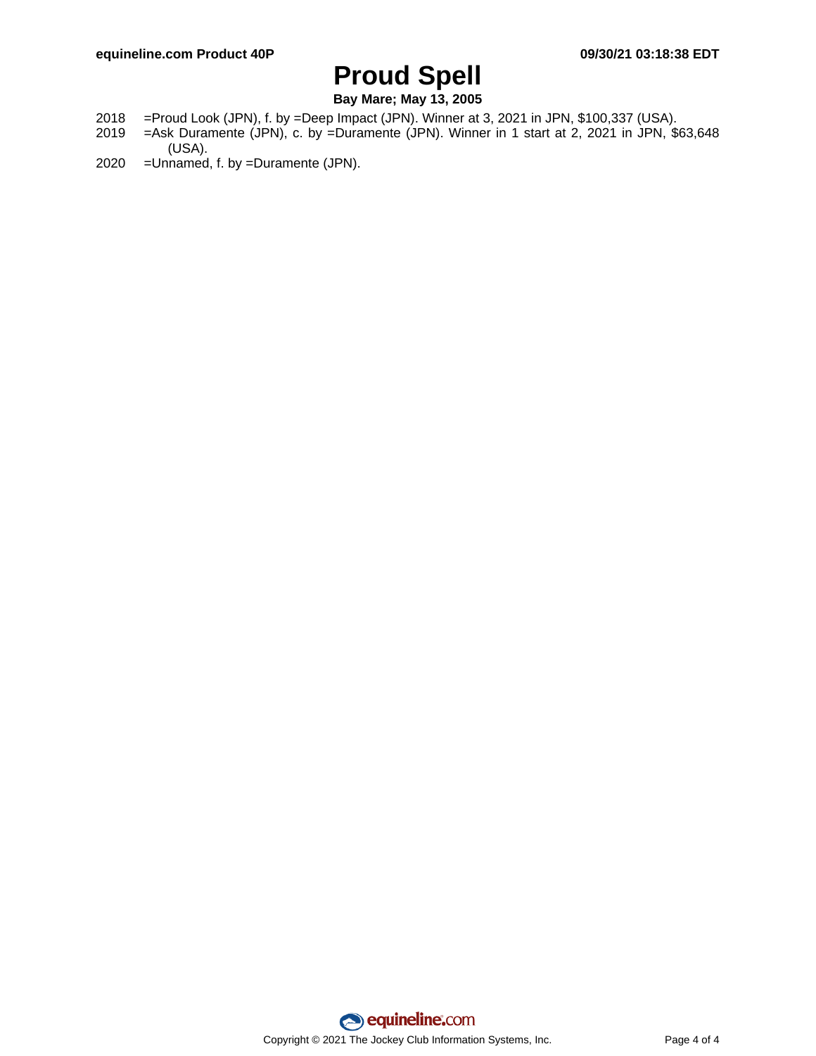# Proud Spell

**Bay Mare; May 13, 2005**

2018 =Proud Look (JPN), f. by =Deep Impact (JPN). Winner at 3, 2021 in JPN, $100,337 (USA).

2019 =Ask Duramente (JPN), c. by =Duramente (JPN). Winner in 1 start at 2, 2021 in JPN, $63,648 (USA).

2020 =Unnamed, f. by =Duramente (JPN).